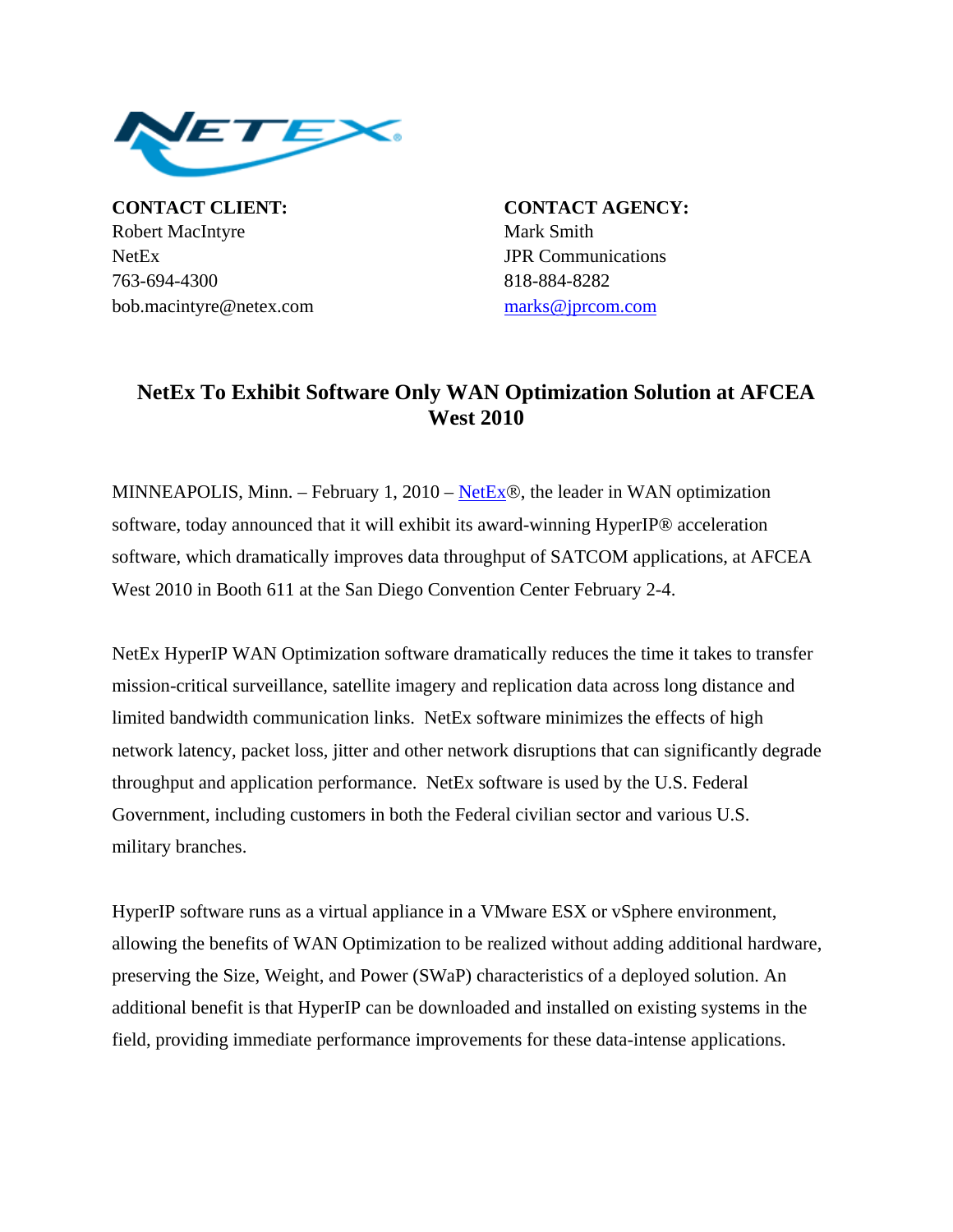**CONTACT CLIENT:**
Robert MacIntyre
NetEx
763-694-4300
bob.macintyre@netex.com

**CONTACT AGENCY:**
Mark Smith
JPR Communications
818-884-8282
marks@jprcom.com

## NetEx To Exhibit Software Only WAN Optimization Solution at AFCEA West 2010

MINNEAPOLIS, Minn. – February 1, 2010 – NetEx®, the leader in WAN optimization software, today announced that it will exhibit its award-winning HyperIP® acceleration software, which dramatically improves data throughput of SATCOM applications, at AFCEA West 2010 in Booth 611 at the San Diego Convention Center February 2-4.

NetEx HyperIP WAN Optimization software dramatically reduces the time it takes to transfer mission-critical surveillance, satellite imagery and replication data across long distance and limited bandwidth communication links. NetEx software minimizes the effects of high network latency, packet loss, jitter and other network disruptions that can significantly degrade throughput and application performance. NetEx software is used by the U.S. Federal Government, including customers in both the Federal civilian sector and various U.S. military branches.

HyperIP software runs as a virtual appliance in a VMware ESX or vSphere environment, allowing the benefits of WAN Optimization to be realized without adding additional hardware, preserving the Size, Weight, and Power (SWaP) characteristics of a deployed solution. An additional benefit is that HyperIP can be downloaded and installed on existing systems in the field, providing immediate performance improvements for these data-intense applications.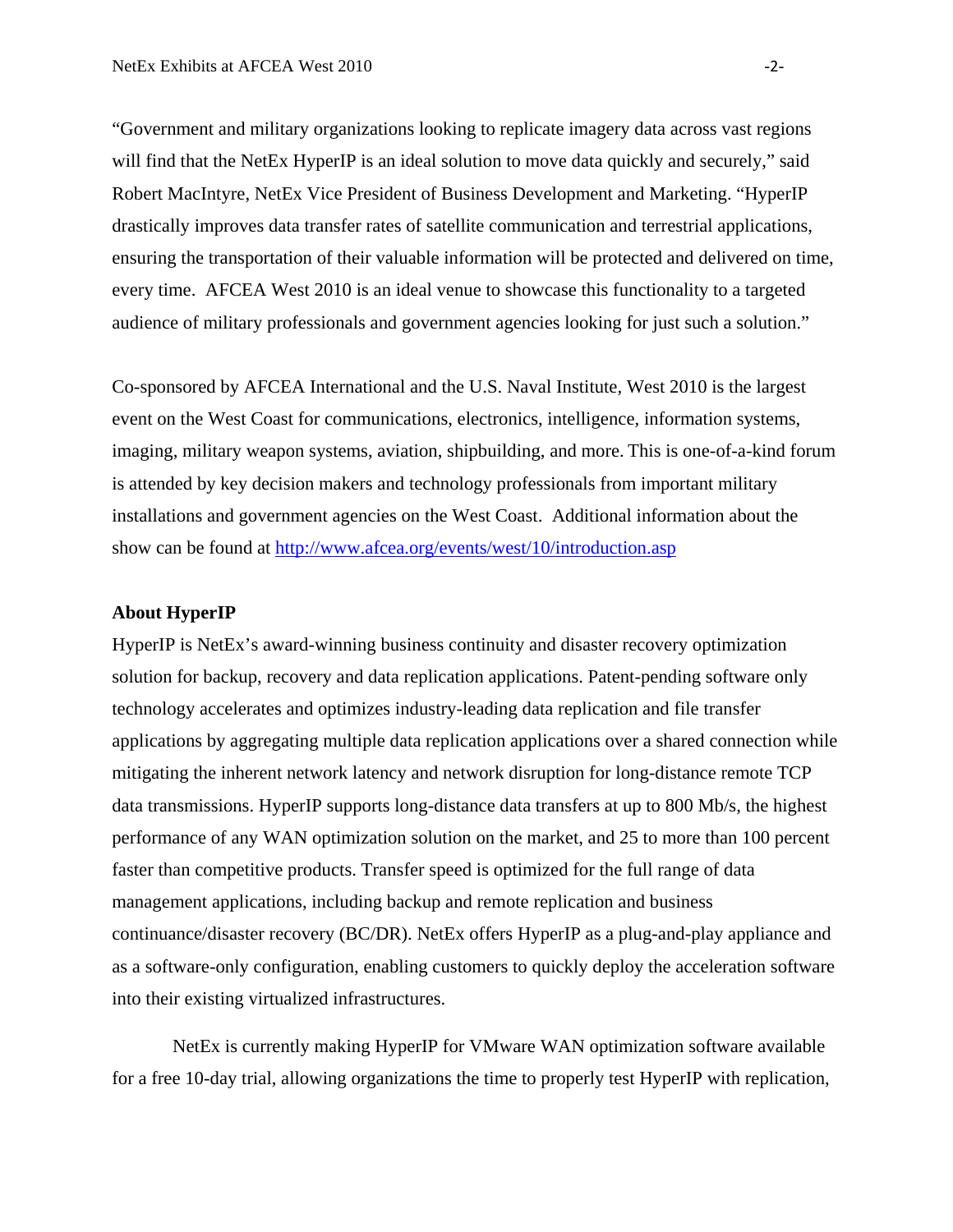"Government and military organizations looking to replicate imagery data across vast regions will find that the NetEx HyperIP is an ideal solution to move data quickly and securely," said Robert MacIntyre, NetEx Vice President of Business Development and Marketing. "HyperIP drastically improves data transfer rates of satellite communication and terrestrial applications, ensuring the transportation of their valuable information will be protected and delivered on time, every time. AFCEA West 2010 is an ideal venue to showcase this functionality to a targeted audience of military professionals and government agencies looking for just such a solution."

Co-sponsored by AFCEA International and the U.S. Naval Institute, West 2010 is the largest event on the West Coast for communications, electronics, intelligence, information systems, imaging, military weapon systems, aviation, shipbuilding, and more. This is one-of-a-kind forum is attended by key decision makers and technology professionals from important military installations and government agencies on the West Coast. Additional information about the show can be found at [http://www.afcea.org/events/west/10/introduction.asp](http://www.afcea.org/events/west/10/introduction.asp)

**About HyperIP**

HyperIP is NetEx's award-winning business continuity and disaster recovery optimization solution for backup, recovery and data replication applications. Patent-pending software only technology accelerates and optimizes industry-leading data replication and file transfer applications by aggregating multiple data replication applications over a shared connection while mitigating the inherent network latency and network disruption for long-distance remote TCP data transmissions. HyperIP supports long-distance data transfers at up to 800 Mb/s, the highest performance of any WAN optimization solution on the market, and 25 to more than 100 percent faster than competitive products. Transfer speed is optimized for the full range of data management applications, including backup and remote replication and business continuance/disaster recovery (BC/DR). NetEx offers HyperIP as a plug-and-play appliance and as a software-only configuration, enabling customers to quickly deploy the acceleration software into their existing virtualized infrastructures.

NetEx is currently making HyperIP for VMware WAN optimization software available for a free 10-day trial, allowing organizations the time to properly test HyperIP with replication,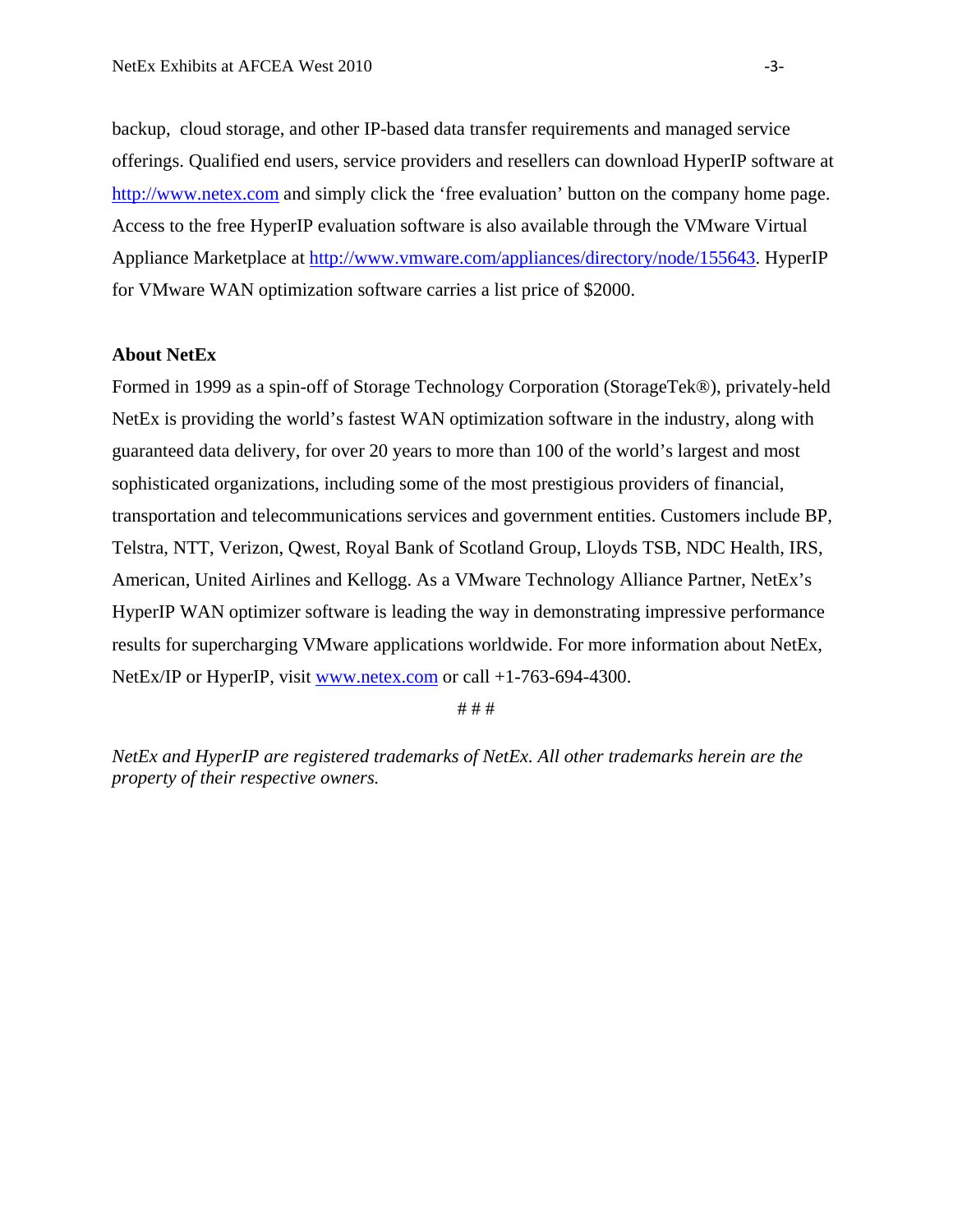backup, cloud storage, and other IP-based data transfer requirements and managed service offerings. Qualified end users, service providers and resellers can download HyperIP software at http://www.netex.com and simply click the 'free evaluation' button on the company home page. Access to the free HyperIP evaluation software is also available through the VMware Virtual Appliance Marketplace at http://www.vmware.com/appliances/directory/node/155643. HyperIP for VMware WAN optimization software carries a list price of $2000.

**About NetEx**

Formed in 1999 as a spin-off of Storage Technology Corporation (StorageTek®), privately-held NetEx is providing the world's fastest WAN optimization software in the industry, along with guaranteed data delivery, for over 20 years to more than 100 of the world's largest and most sophisticated organizations, including some of the most prestigious providers of financial, transportation and telecommunications services and government entities. Customers include BP, Telstra, NTT, Verizon, Qwest, Royal Bank of Scotland Group, Lloyds TSB, NDC Health, IRS, American, United Airlines and Kellogg. As a VMware Technology Alliance Partner, NetEx's HyperIP WAN optimizer software is leading the way in demonstrating impressive performance results for supercharging VMware applications worldwide. For more information about NetEx, NetEx/IP or HyperIP, visit www.netex.com or call +1-763-694-4300.

# # #

*NetEx and HyperIP are registered trademarks of NetEx. All other trademarks herein are the property of their respective owners.*